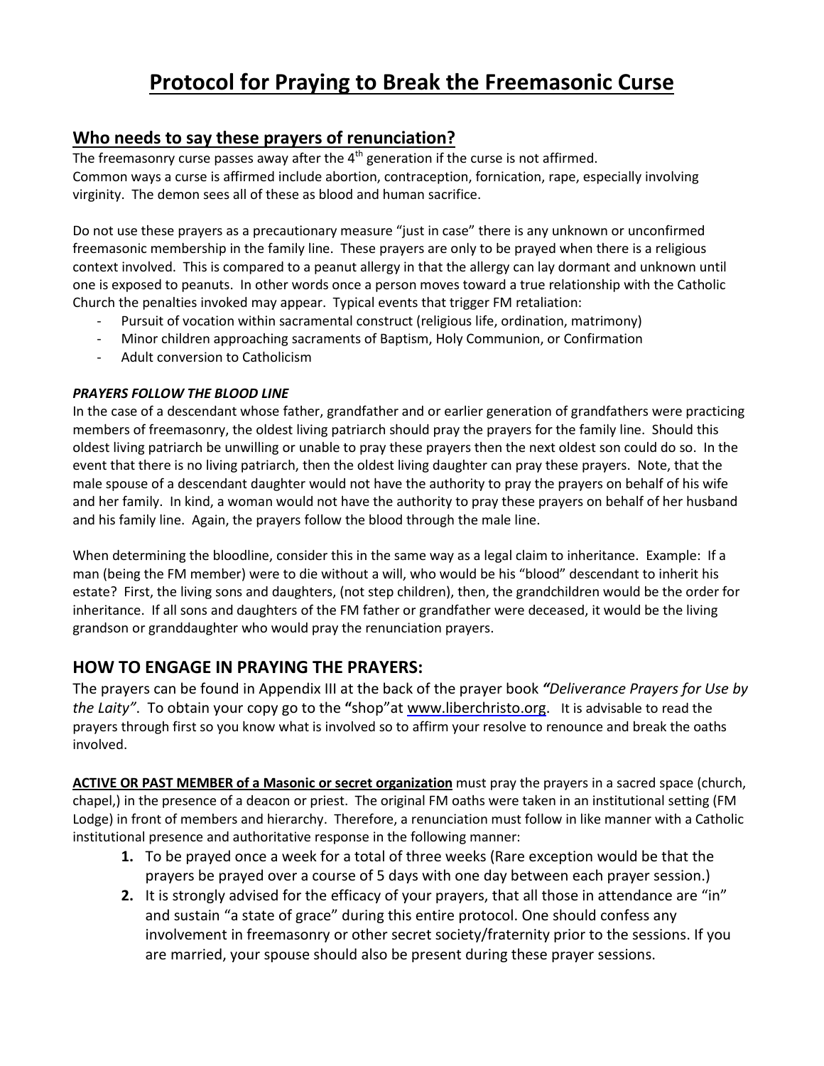# Protocol for Praying to Break the Freemasonic Curse

## Who needs to say these prayers of renunciation?

The freemasonry curse passes away after the 4th generation if the curse is not affirmed.
Common ways a curse is affirmed include abortion, contraception, fornication, rape, especially involving virginity. The demon sees all of these as blood and human sacrifice.

Do not use these prayers as a precautionary measure "just in case" there is any unknown or unconfirmed freemasonic membership in the family line. These prayers are only to be prayed when there is a religious context involved. This is compared to a peanut allergy in that the allergy can lay dormant and unknown until one is exposed to peanuts. In other words once a person moves toward a true relationship with the Catholic Church the penalties invoked may appear. Typical events that trigger FM retaliation:

- Pursuit of vocation within sacramental construct (religious life, ordination, matrimony)
- Minor children approaching sacraments of Baptism, Holy Communion, or Confirmation
- Adult conversion to Catholicism

***PRAYERS FOLLOW THE BLOOD LINE***

In the case of a descendant whose father, grandfather and or earlier generation of grandfathers were practicing members of freemasonry, the oldest living patriarch should pray the prayers for the family line. Should this oldest living patriarch be unwilling or unable to pray these prayers then the next oldest son could do so. In the event that there is no living patriarch, then the oldest living daughter can pray these prayers. Note, that the male spouse of a descendant daughter would not have the authority to pray the prayers on behalf of his wife and her family. In kind, a woman would not have the authority to pray these prayers on behalf of her husband and his family line. Again, the prayers follow the blood through the male line.

When determining the bloodline, consider this in the same way as a legal claim to inheritance. Example: If a man (being the FM member) were to die without a will, who would be his "blood" descendant to inherit his estate? First, the living sons and daughters, (not step children), then, the grandchildren would be the order for inheritance. If all sons and daughters of the FM father or grandfather were deceased, it would be the living grandson or granddaughter who would pray the renunciation prayers.

## HOW TO ENGAGE IN PRAYING THE PRAYERS:

The prayers can be found in Appendix III at the back of the prayer book ***"Deliverance Prayers for Use by the Laity"***. To obtain your copy go to the **"**shop"at www.liberchristo.org. It is advisable to read the prayers through first so you know what is involved so to affirm your resolve to renounce and break the oaths involved.

**ACTIVE OR PAST MEMBER of a Masonic or secret organization** must pray the prayers in a sacred space (church, chapel,) in the presence of a deacon or priest. The original FM oaths were taken in an institutional setting (FM Lodge) in front of members and hierarchy. Therefore, a renunciation must follow in like manner with a Catholic institutional presence and authoritative response in the following manner:

1. To be prayed once a week for a total of three weeks (Rare exception would be that the prayers be prayed over a course of 5 days with one day between each prayer session.)
2. It is strongly advised for the efficacy of your prayers, that all those in attendance are "in" and sustain "a state of grace" during this entire protocol. One should confess any involvement in freemasonry or other secret society/fraternity prior to the sessions. If you are married, your spouse should also be present during these prayer sessions.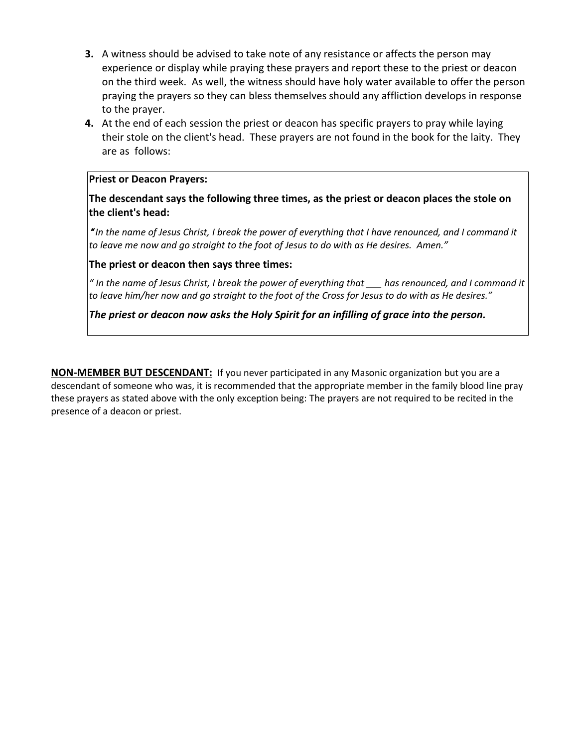3. A witness should be advised to take note of any resistance or affects the person may experience or display while praying these prayers and report these to the priest or deacon on the third week. As well, the witness should have holy water available to offer the person praying the prayers so they can bless themselves should any affliction develops in response to the prayer.
4. At the end of each session the priest or deacon has specific prayers to pray while laying their stole on the client's head. These prayers are not found in the book for the laity. They are as follows:

> **Priest or Deacon Prayers:**
>
> **The descendant says the following three times, as the priest or deacon places the stole on the client's head:**
>
> ***"****In the name of Jesus Christ, I break the power of everything that I have renounced, and I command it to leave me now and go straight to the foot of Jesus to do with as He desires. Amen."*
>
> **The priest or deacon then says three times:**
>
> *" In the name of Jesus Christ, I break the power of everything that ___ has renounced, and I command it to leave him/her now and go straight to the foot of the Cross for Jesus to do with as He desires."*
>
> ***The priest or deacon now asks the Holy Spirit for an infilling of grace into the person.***

**NON-MEMBER BUT DESCENDANT:** If you never participated in any Masonic organization but you are a descendant of someone who was, it is recommended that the appropriate member in the family blood line pray these prayers as stated above with the only exception being: The prayers are not required to be recited in the presence of a deacon or priest.